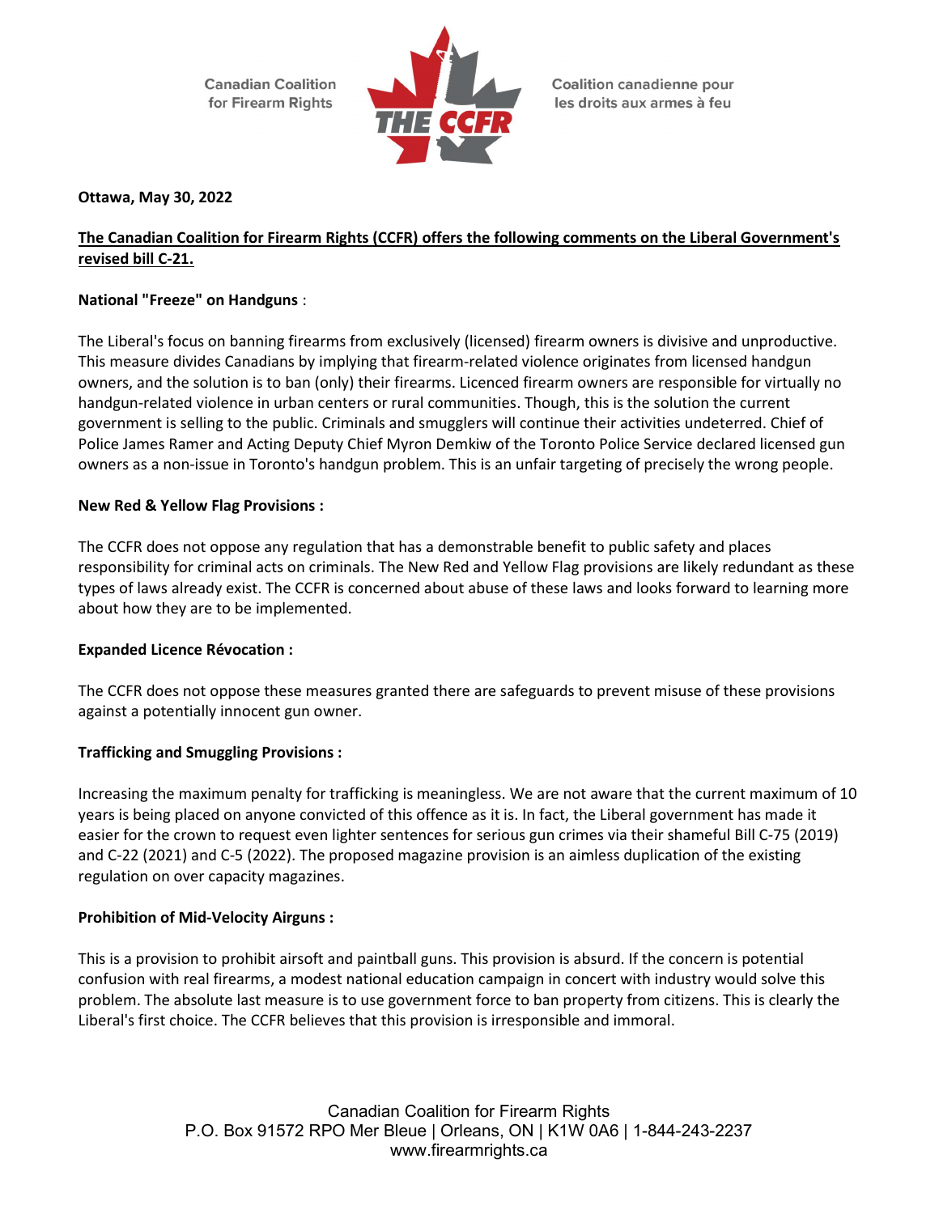Canadian Coalition for Firearm Rights

Coalition canadienne pour les droits aux armes à feu

**Ottawa, May 30, 2022**

**The Canadian Coalition for Firearm Rights (CCFR) offers the following comments on the Liberal Government's revised bill C-21.**

**National "Freeze" on Handguns** :

The Liberal's focus on banning firearms from exclusively (licensed) firearm owners is divisive and unproductive. This measure divides Canadians by implying that firearm-related violence originates from licensed handgun owners, and the solution is to ban (only) their firearms. Licenced firearm owners are responsible for virtually no handgun-related violence in urban centers or rural communities. Though, this is the solution the current government is selling to the public. Criminals and smugglers will continue their activities undeterred. Chief of Police James Ramer and Acting Deputy Chief Myron Demkiw of the Toronto Police Service declared licensed gun owners as a non-issue in Toronto's handgun problem. This is an unfair targeting of precisely the wrong people.

**New Red & Yellow Flag Provisions :**

The CCFR does not oppose any regulation that has a demonstrable benefit to public safety and places responsibility for criminal acts on criminals. The New Red and Yellow Flag provisions are likely redundant as these types of laws already exist. The CCFR is concerned about abuse of these laws and looks forward to learning more about how they are to be implemented.

**Expanded Licence Révocation :**

The CCFR does not oppose these measures granted there are safeguards to prevent misuse of these provisions against a potentially innocent gun owner.

**Trafficking and Smuggling Provisions :**

Increasing the maximum penalty for trafficking is meaningless. We are not aware that the current maximum of 10 years is being placed on anyone convicted of this offence as it is. In fact, the Liberal government has made it easier for the crown to request even lighter sentences for serious gun crimes via their shameful Bill C-75 (2019) and C-22 (2021) and C-5 (2022). The proposed magazine provision is an aimless duplication of the existing regulation on over capacity magazines.

**Prohibition of Mid-Velocity Airguns :**

This is a provision to prohibit airsoft and paintball guns. This provision is absurd. If the concern is potential confusion with real firearms, a modest national education campaign in concert with industry would solve this problem. The absolute last measure is to use government force to ban property from citizens. This is clearly the Liberal's first choice. The CCFR believes that this provision is irresponsible and immoral.

Canadian Coalition for Firearm Rights
P.O. Box 91572 RPO Mer Bleue | Orleans, ON | K1W 0A6 | 1-844-243-2237
www.firearmrights.ca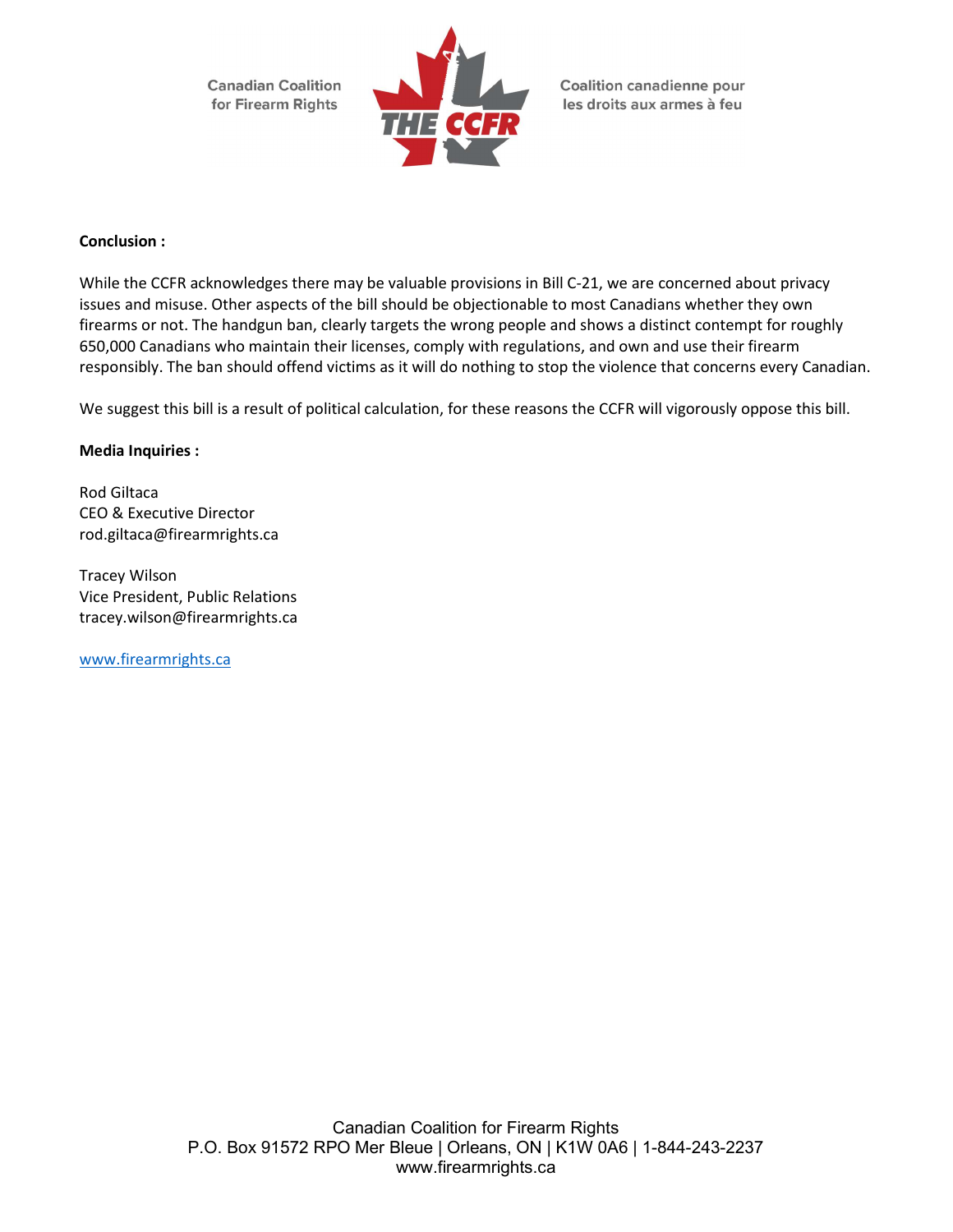**Conclusion :**

While the CCFR acknowledges there may be valuable provisions in Bill C-21, we are concerned about privacy issues and misuse. Other aspects of the bill should be objectionable to most Canadians whether they own firearms or not. The handgun ban, clearly targets the wrong people and shows a distinct contempt for roughly 650,000 Canadians who maintain their licenses, comply with regulations, and own and use their firearm responsibly. The ban should offend victims as it will do nothing to stop the violence that concerns every Canadian.

We suggest this bill is a result of political calculation, for these reasons the CCFR will vigorously oppose this bill.

**Media Inquiries :**

Rod Giltaca
CEO & Executive Director
rod.giltaca@firearmrights.ca

Tracey Wilson
Vice President, Public Relations
tracey.wilson@firearmrights.ca

[www.firearmrights.ca](http://www.firearmrights.ca)